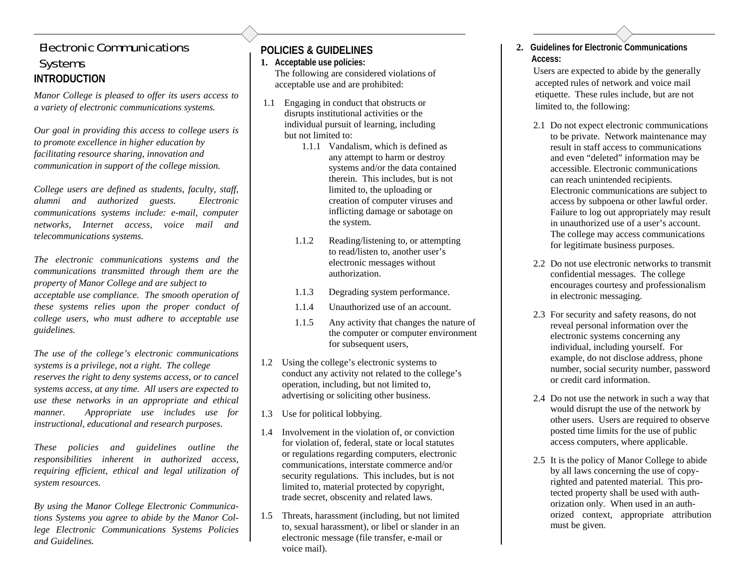# Electronic Communications Systems

## INTRODUCTION

*Manor College is pleased to offer its users access to a variety of electronic communications systems.*

*Our goal in providing this access to college users is to promote excellence in higher education by facilitating resource sharing, innovation and communication in support of the college mission.*

*College users are defined as students, faculty, staff, alumni and authorized guests. Electronic communications systems include: e-mail, computer networks, Internet access, voice mail and telecommunications systems.*

*The electronic communications systems and the communications transmitted through them are the property of Manor College and are subject to acceptable use compliance. The smooth operation of these systems relies upon the proper conduct of college users, who must adhere to acceptable use guidelines.*

*The use of the college's electronic communications systems is a privilege, not a right. The college reserves the right to deny systems access, or to cancel systems access, at any time. All users are expected to use these networks in an appropriate and ethical manner. Appropriate use includes use for instructional, educational and research purposes.*

*These policies and guidelines outline the responsibilities inherent in authorized access, requiring efficient, ethical and legal utilization of system resources.*

*By using the Manor College Electronic Communications Systems you agree to abide by the Manor College Electronic Communications Systems Policies and Guidelines.*

## POLICIES & GUIDELINES

**1. Acceptable use policies:**
The following are considered violations of acceptable use and are prohibited:

1.1 Engaging in conduct that obstructs or disrupts institutional activities or the individual pursuit of learning, including but not limited to:

- 1.1.1 Vandalism, which is defined as any attempt to harm or destroy systems and/or the data contained therein. This includes, but is not limited to, the uploading or creation of computer viruses and inflicting damage or sabotage on the system.
- 1.1.2 Reading/listening to, or attempting to read/listen to, another user's electronic messages without authorization.
- 1.1.3 Degrading system performance.
- 1.1.4 Unauthorized use of an account.
- 1.1.5 Any activity that changes the nature of the computer or computer environment for subsequent users,

1.2 Using the college's electronic systems to conduct any activity not related to the college's operation, including, but not limited to, advertising or soliciting other business.

1.3 Use for political lobbying.

1.4 Involvement in the violation of, or conviction for violation of, federal, state or local statutes or regulations regarding computers, electronic communications, interstate commerce and/or security regulations. This includes, but is not limited to, material protected by copyright, trade secret, obscenity and related laws.

1.5 Threats, harassment (including, but not limited to, sexual harassment), or libel or slander in an electronic message (file transfer, e-mail or voice mail).

**2. Guidelines for Electronic Communications Access:**

Users are expected to abide by the generally accepted rules of network and voice mail etiquette. These rules include, but are not limited to, the following:

2.1 Do not expect electronic communications to be private. Network maintenance may result in staff access to communications and even "deleted" information may be accessible. Electronic communications can reach unintended recipients. Electronic communications are subject to access by subpoena or other lawful order. Failure to log out appropriately may result in unauthorized use of a user's account. The college may access communications for legitimate business purposes.

2.2 Do not use electronic networks to transmit confidential messages. The college encourages courtesy and professionalism in electronic messaging.

2.3 For security and safety reasons, do not reveal personal information over the electronic systems concerning any individual, including yourself. For example, do not disclose address, phone number, social security number, password or credit card information.

2.4 Do not use the network in such a way that would disrupt the use of the network by other users. Users are required to observe posted time limits for the use of public access computers, where applicable.

2.5 It is the policy of Manor College to abide by all laws concerning the use of copyrighted and patented material. This protected property shall be used with authorization only. When used in an authorized context, appropriate attribution must be given.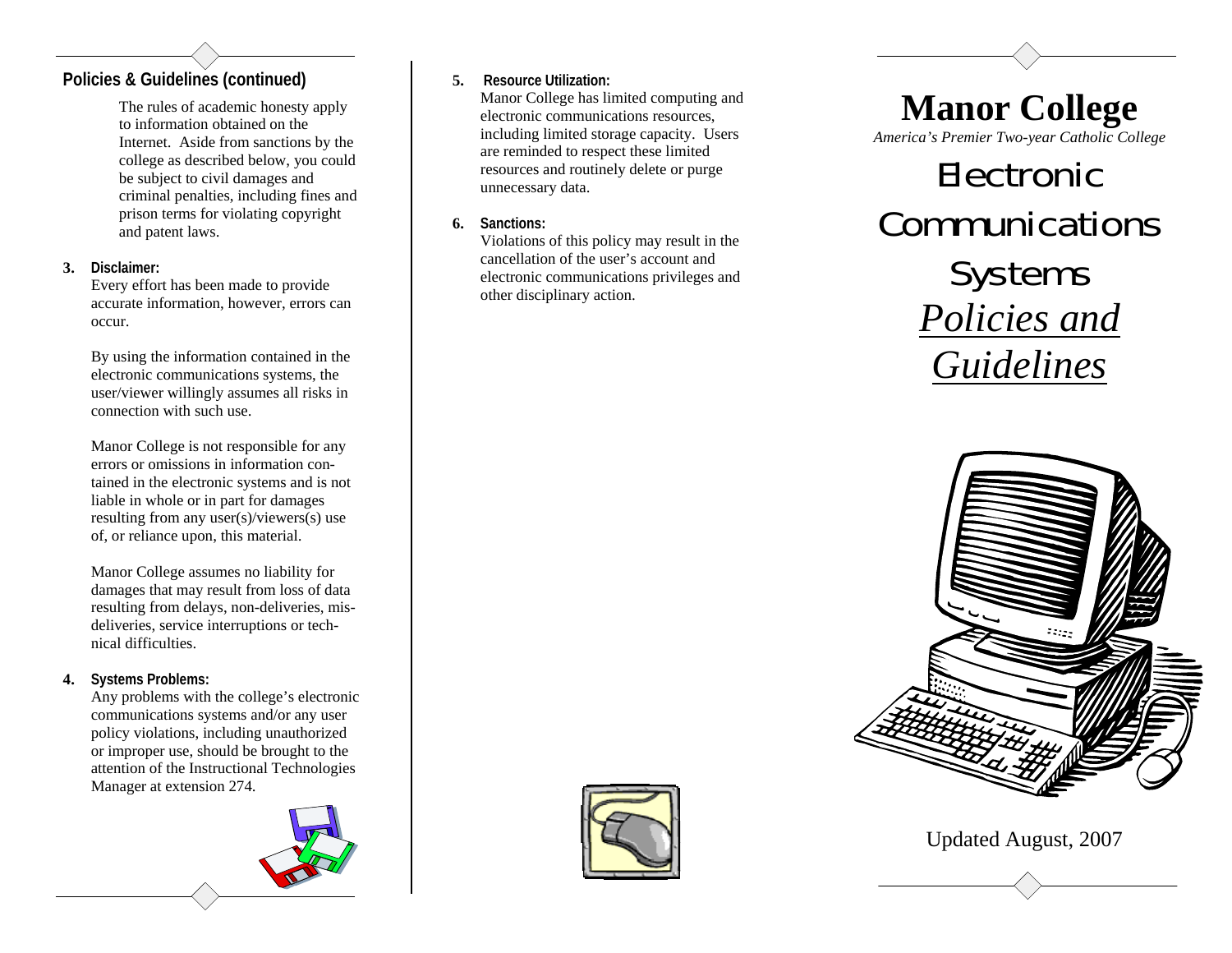## Policies & Guidelines (continued)

The rules of academic honesty apply to information obtained on the Internet. Aside from sanctions by the college as described below, you could be subject to civil damages and criminal penalties, including fines and prison terms for violating copyright and patent laws.

**3. Disclaimer:**

Every effort has been made to provide accurate information, however, errors can occur.

By using the information contained in the electronic communications systems, the user/viewer willingly assumes all risks in connection with such use.

Manor College is not responsible for any errors or omissions in information contained in the electronic systems and is not liable in whole or in part for damages resulting from any user(s)/viewers(s) use of, or reliance upon, this material.

Manor College assumes no liability for damages that may result from loss of data resulting from delays, non-deliveries, misdeliveries, service interruptions or technical difficulties.

**4. Systems Problems:**

Any problems with the college's electronic communications systems and/or any user policy violations, including unauthorized or improper use, should be brought to the attention of the Instructional Technologies Manager at extension 274.

**5. Resource Utilization:**

Manor College has limited computing and electronic communications resources, including limited storage capacity. Users are reminded to respect these limited resources and routinely delete or purge unnecessary data.

**6. Sanctions:**

Violations of this policy may result in the cancellation of the user's account and electronic communications privileges and other disciplinary action.

# Manor College

*America's Premier Two-year Catholic College*

# Electronic Communications Systems

## *Policies and Guidelines*

Updated August, 2007